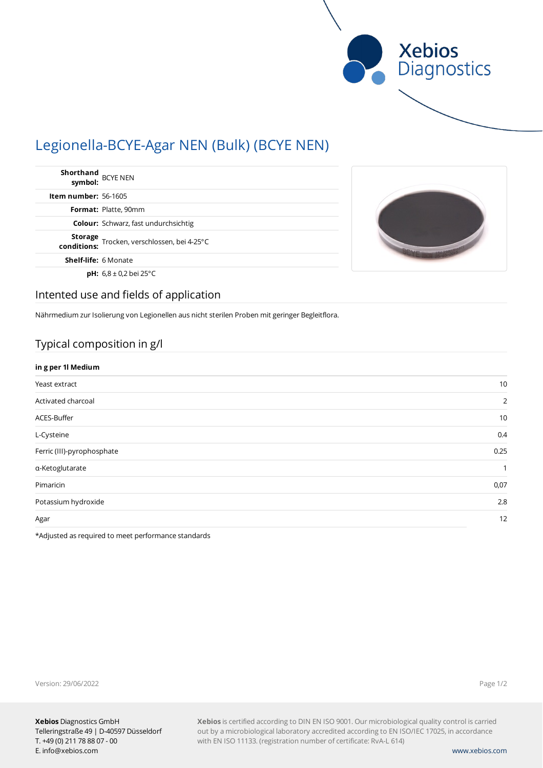Xebios Diagnostics

# Legionella-BCYE-Agar NEN (Bulk) (BCYE NEN)

| | |
|---|---|
| **Shorthand symbol:** | BCYE NEN |
| **Item number:** | 56-1605 |
| **Format:** | Platte, 90mm |
| **Colour:** | Schwarz, fast undurchsichtig |
| **Storage conditions:** | Trocken, verschlossen, bei 4-25°C |
| **Shelf-life:** | 6 Monate |
| **pH:** | 6,8 ± 0,2 bei 25°C |

## Intented use and fields of application

Nährmedium zur Isolierung von Legionellen aus nicht sterilen Proben mit geringer Begleitflora.

## Typical composition in g/l

| in g per 1l Medium | |
|---|---|
| Yeast extract | 10 |
| Activated charcoal | 2 |
| ACES-Buffer | 10 |
| L-Cysteine | 0.4 |
| Ferric (III)-pyrophosphate | 0.25 |
| α-Ketoglutarate | 1 |
| Pimaricin | 0,07 |
| Potassium hydroxide | 2.8 |
| Agar | 12 |

*Adjusted as required to meet performance standards

Version: 29/06/2022

**Xebios** Diagnostics GmbH
Telleringstraße 49 | D-40597 Düsseldorf
T. +49 (0) 211 78 88 07 - 00
E. info@xebios.com

**Xebios** is certified according to DIN EN ISO 9001. Our microbiological quality control is carried out by a microbiological laboratory accredited according to EN ISO/IEC 17025, in accordance with EN ISO 11133. (registration number of certificate: RvA-L 614)

www.xebios.com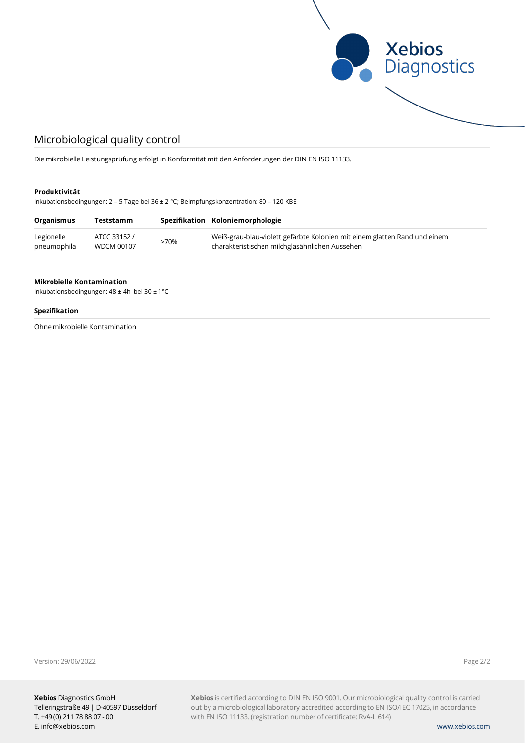## Microbiological quality control

Die mikrobielle Leistungsprüfung erfolgt in Konformität mit den Anforderungen der DIN EN ISO 11133.

**Produktivität**

Inkubationsbedingungen: 2 – 5 Tage bei 36 ± 2 °C; Beimpfungskonzentration: 80 – 120 KBE

| Organismus | Teststamm | Spezifikation | Koloniemorphologie |
|---|---|---|---|
| Legionelle pneumophila | ATCC 33152 / WDCM 00107 | >70% | Weiß-grau-blau-violett gefärbte Kolonien mit einem glatten Rand und einem charakteristischen milchglasähnlichen Aussehen |

**Mikrobielle Kontamination**

Inkubationsbedingungen: 48 ± 4h bei 30 ± 1°C

**Spezifikation**

Ohne mikrobielle Kontamination

Version: 29/06/2022

**Xebios** Diagnostics GmbH
Telleringstraße 49 | D-40597 Düsseldorf
T. +49 (0) 211 78 88 07 - 00
E. info@xebios.com

**Xebios** is certified according to DIN EN ISO 9001. Our microbiological quality control is carried out by a microbiological laboratory accredited according to EN ISO/IEC 17025, in accordance with EN ISO 11133. (registration number of certificate: RvA-L 614)

www.xebios.com